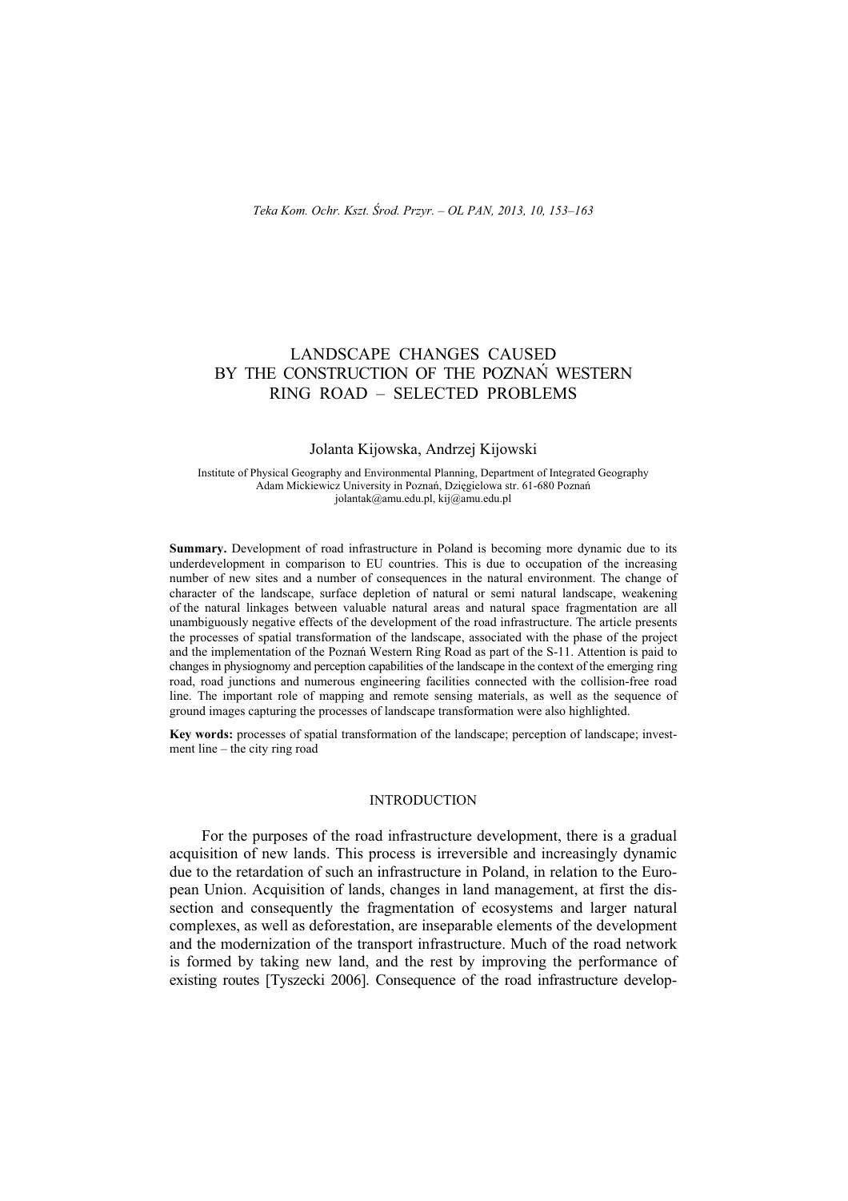# LANDSCAPE CHANGES CAUSED BY THE CONSTRUCTION OF THE POZNAŃ WESTERN RING ROAD – SELECTED PROBLEMS

Jolanta Kijowska, Andrzej Kijowski

Institute of Physical Geography and Environmental Planning, Department of Integrated Geography
Adam Mickiewicz University in Poznań, Dzięgielowa str. 61-680 Poznań
jolantak@amu.edu.pl, kij@amu.edu.pl

**Summary.** Development of road infrastructure in Poland is becoming more dynamic due to its underdevelopment in comparison to EU countries. This is due to occupation of the increasing number of new sites and a number of consequences in the natural environment. The change of character of the landscape, surface depletion of natural or semi natural landscape, weakening of the natural linkages between valuable natural areas and natural space fragmentation are all unambiguously negative effects of the development of the road infrastructure. The article presents the processes of spatial transformation of the landscape, associated with the phase of the project and the implementation of the Poznań Western Ring Road as part of the S-11. Attention is paid to changes in physiognomy and perception capabilities of the landscape in the context of the emerging ring road, road junctions and numerous engineering facilities connected with the collision-free road line. The important role of mapping and remote sensing materials, as well as the sequence of ground images capturing the processes of landscape transformation were also highlighted.

**Key words:** processes of spatial transformation of the landscape; perception of landscape; investment line – the city ring road

## INTRODUCTION

For the purposes of the road infrastructure development, there is a gradual acquisition of new lands. This process is irreversible and increasingly dynamic due to the retardation of such an infrastructure in Poland, in relation to the European Union. Acquisition of lands, changes in land management, at first the dissection and consequently the fragmentation of ecosystems and larger natural complexes, as well as deforestation, are inseparable elements of the development and the modernization of the transport infrastructure. Much of the road network is formed by taking new land, and the rest by improving the performance of existing routes [Tyszecki 2006]. Consequence of the road infrastructure develop-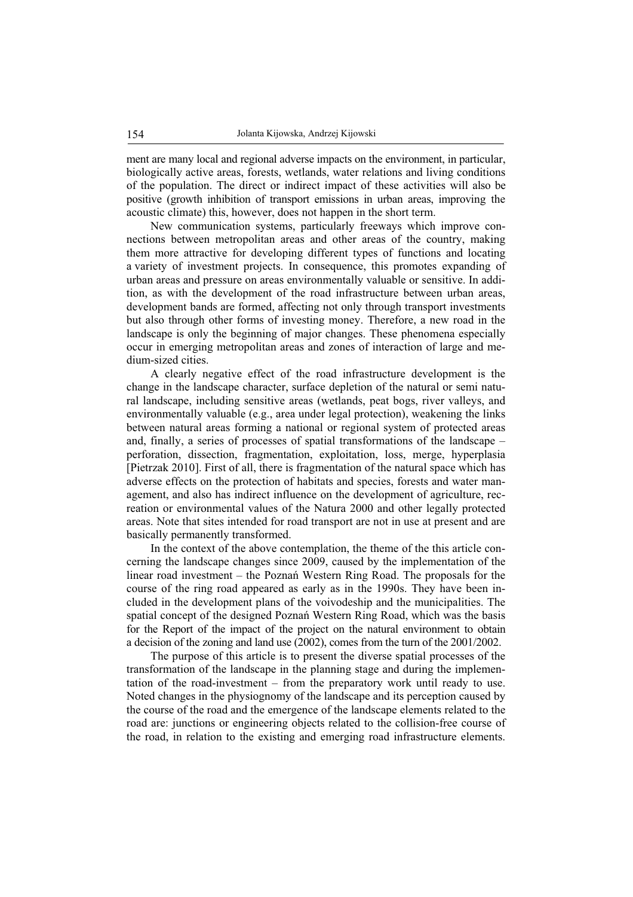ment are many local and regional adverse impacts on the environment, in particular, biologically active areas, forests, wetlands, water relations and living conditions of the population. The direct or indirect impact of these activities will also be positive (growth inhibition of transport emissions in urban areas, improving the acoustic climate) this, however, does not happen in the short term.

New communication systems, particularly freeways which improve connections between metropolitan areas and other areas of the country, making them more attractive for developing different types of functions and locating a variety of investment projects. In consequence, this promotes expanding of urban areas and pressure on areas environmentally valuable or sensitive. In addition, as with the development of the road infrastructure between urban areas, development bands are formed, affecting not only through transport investments but also through other forms of investing money. Therefore, a new road in the landscape is only the beginning of major changes. These phenomena especially occur in emerging metropolitan areas and zones of interaction of large and medium-sized cities.

A clearly negative effect of the road infrastructure development is the change in the landscape character, surface depletion of the natural or semi natural landscape, including sensitive areas (wetlands, peat bogs, river valleys, and environmentally valuable (e.g., area under legal protection), weakening the links between natural areas forming a national or regional system of protected areas and, finally, a series of processes of spatial transformations of the landscape – perforation, dissection, fragmentation, exploitation, loss, merge, hyperplasia [Pietrzak 2010]. First of all, there is fragmentation of the natural space which has adverse effects on the protection of habitats and species, forests and water management, and also has indirect influence on the development of agriculture, recreation or environmental values of the Natura 2000 and other legally protected areas. Note that sites intended for road transport are not in use at present and are basically permanently transformed.

In the context of the above contemplation, the theme of the this article concerning the landscape changes since 2009, caused by the implementation of the linear road investment – the Poznań Western Ring Road. The proposals for the course of the ring road appeared as early as in the 1990s. They have been included in the development plans of the voivodeship and the municipalities. The spatial concept of the designed Poznań Western Ring Road, which was the basis for the Report of the impact of the project on the natural environment to obtain a decision of the zoning and land use (2002), comes from the turn of the 2001/2002.

The purpose of this article is to present the diverse spatial processes of the transformation of the landscape in the planning stage and during the implementation of the road-investment – from the preparatory work until ready to use. Noted changes in the physiognomy of the landscape and its perception caused by the course of the road and the emergence of the landscape elements related to the road are: junctions or engineering objects related to the collision-free course of the road, in relation to the existing and emerging road infrastructure elements.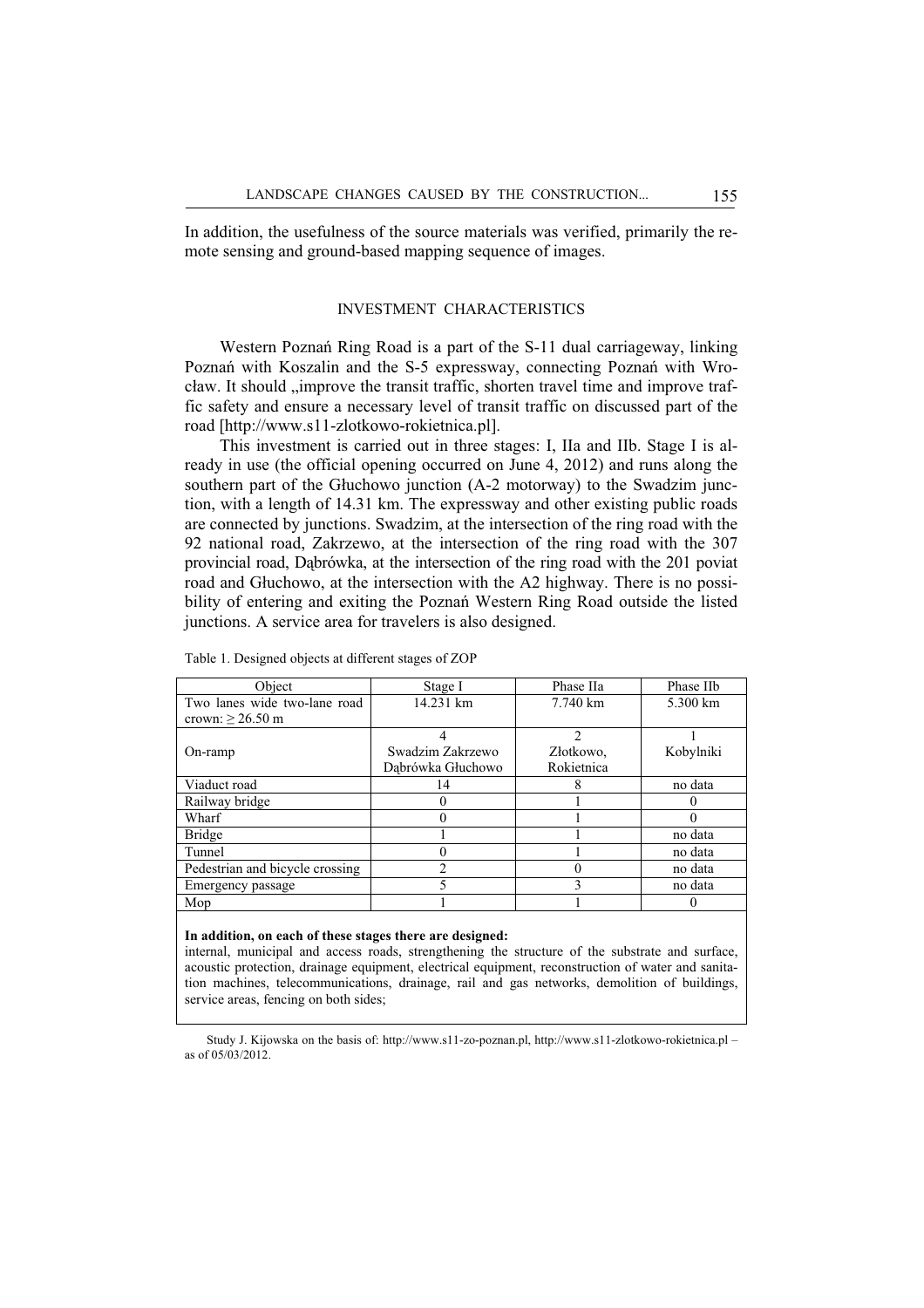In addition, the usefulness of the source materials was verified, primarily the remote sensing and ground-based mapping sequence of images.

## INVESTMENT CHARACTERISTICS

Western Poznań Ring Road is a part of the S-11 dual carriageway, linking Poznań with Koszalin and the S-5 expressway, connecting Poznań with Wrocław. It should „improve the transit traffic, shorten travel time and improve traffic safety and ensure a necessary level of transit traffic on discussed part of the road [http://www.s11-zlotkowo-rokietnica.pl].

This investment is carried out in three stages: I, IIa and IIb. Stage I is already in use (the official opening occurred on June 4, 2012) and runs along the southern part of the Głuchowo junction (A-2 motorway) to the Swadzim junction, with a length of 14.31 km. The expressway and other existing public roads are connected by junctions. Swadzim, at the intersection of the ring road with the 92 national road, Zakrzewo, at the intersection of the ring road with the 307 provincial road, Dąbrówka, at the intersection of the ring road with the 201 poviat road and Głuchowo, at the intersection with the A2 highway. There is no possibility of entering and exiting the Poznań Western Ring Road outside the listed junctions. A service area for travelers is also designed.

Table 1. Designed objects at different stages of ZOP

| Object | Stage I | Phase IIa | Phase IIb |
|---|---|---|---|
| Two lanes wide two-lane road crown: ≥ 26.50 m | 14.231 km | 7.740 km | 5.300 km |
| On-ramp | 4<br>Swadzim Zakrzewo<br>Dąbrówka Głuchowo | 2<br>Złotkowo,<br>Rokietnica | 1<br>Kobylniki |
| Viaduct road | 14 | 8 | no data |
| Railway bridge | 0 | 1 | 0 |
| Wharf | 0 | 1 | 0 |
| Bridge | 1 | 1 | no data |
| Tunnel | 0 | 1 | no data |
| Pedestrian and bicycle crossing | 2 | 0 | no data |
| Emergency passage | 5 | 3 | no data |
| Mop | 1 | 1 | 0 |

**In addition, on each of these stages there are designed:**
internal, municipal and access roads, strengthening the structure of the substrate and surface, acoustic protection, drainage equipment, electrical equipment, reconstruction of water and sanitation machines, telecommunications, drainage, rail and gas networks, demolition of buildings, service areas, fencing on both sides;

Study J. Kijowska on the basis of: http://www.s11-zo-poznan.pl, http://www.s11-zlotkowo-rokietnica.pl – as of 05/03/2012.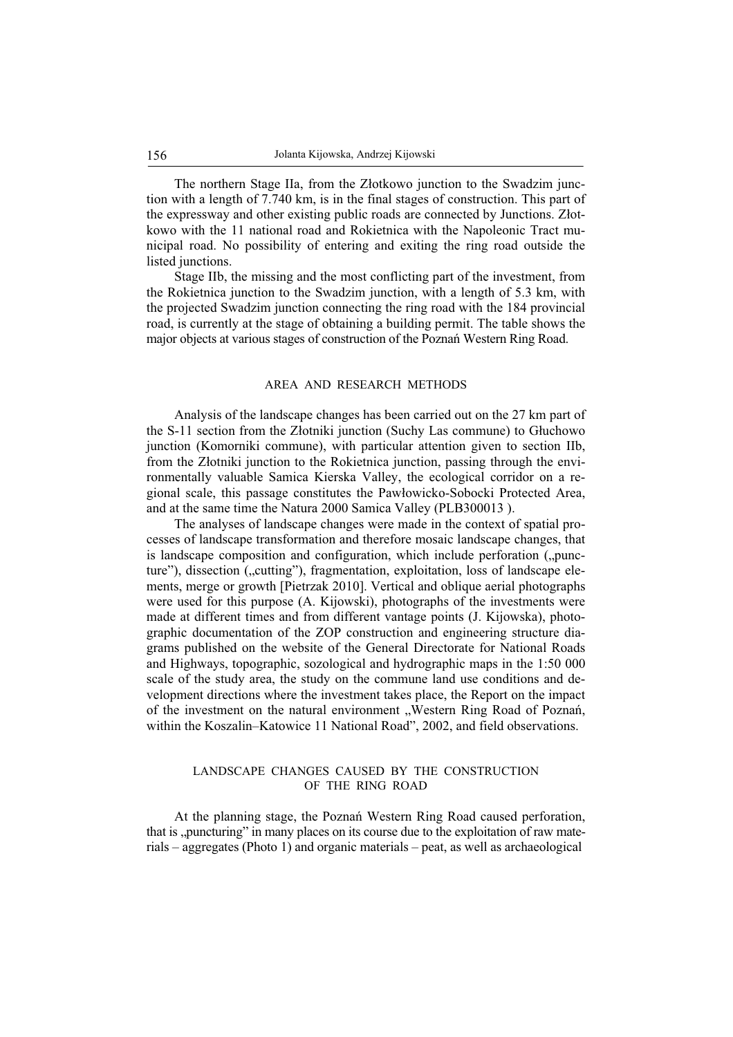The northern Stage IIa, from the Złotkowo junction to the Swadzim junction with a length of 7.740 km, is in the final stages of construction. This part of the expressway and other existing public roads are connected by Junctions. Złotkowo with the 11 national road and Rokietnica with the Napoleonic Tract municipal road. No possibility of entering and exiting the ring road outside the listed junctions.

Stage IIb, the missing and the most conflicting part of the investment, from the Rokietnica junction to the Swadzim junction, with a length of 5.3 km, with the projected Swadzim junction connecting the ring road with the 184 provincial road, is currently at the stage of obtaining a building permit. The table shows the major objects at various stages of construction of the Poznań Western Ring Road.

## AREA AND RESEARCH METHODS

Analysis of the landscape changes has been carried out on the 27 km part of the S-11 section from the Złotniki junction (Suchy Las commune) to Głuchowo junction (Komorniki commune), with particular attention given to section IIb, from the Złotniki junction to the Rokietnica junction, passing through the environmentally valuable Samica Kierska Valley, the ecological corridor on a regional scale, this passage constitutes the Pawłowicko-Sobocki Protected Area, and at the same time the Natura 2000 Samica Valley (PLB300013 ).

The analyses of landscape changes were made in the context of spatial processes of landscape transformation and therefore mosaic landscape changes, that is landscape composition and configuration, which include perforation („puncture"), dissection („cutting"), fragmentation, exploitation, loss of landscape elements, merge or growth [Pietrzak 2010]. Vertical and oblique aerial photographs were used for this purpose (A. Kijowski), photographs of the investments were made at different times and from different vantage points (J. Kijowska), photographic documentation of the ZOP construction and engineering structure diagrams published on the website of the General Directorate for National Roads and Highways, topographic, sozological and hydrographic maps in the 1:50 000 scale of the study area, the study on the commune land use conditions and development directions where the investment takes place, the Report on the impact of the investment on the natural environment „Western Ring Road of Poznań, within the Koszalin–Katowice 11 National Road", 2002, and field observations.

## LANDSCAPE CHANGES CAUSED BY THE CONSTRUCTION OF THE RING ROAD

At the planning stage, the Poznań Western Ring Road caused perforation, that is „puncturing" in many places on its course due to the exploitation of raw materials – aggregates (Photo 1) and organic materials – peat, as well as archaeological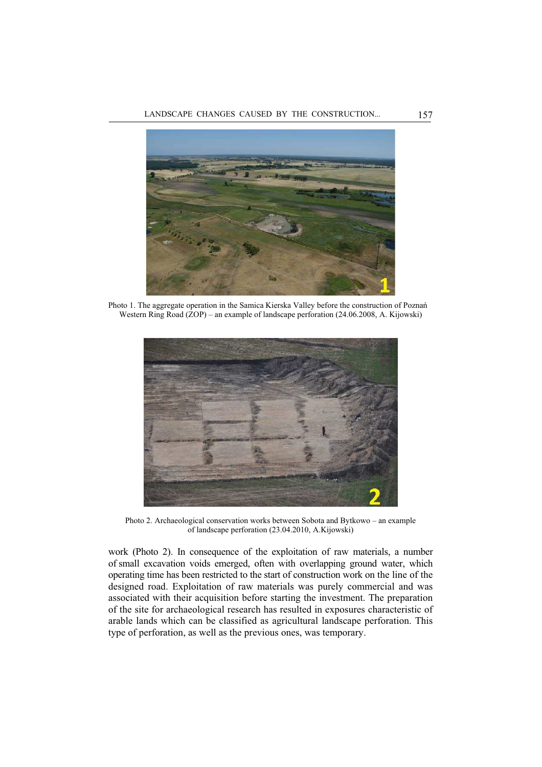Photo 1. The aggregate operation in the Samica Kierska Valley before the construction of Poznań Western Ring Road (ZOP) – an example of landscape perforation (24.06.2008, A. Kijowski)

Photo 2. Archaeological conservation works between Sobota and Bytkowo – an example of landscape perforation (23.04.2010, A.Kijowski)

work (Photo 2). In consequence of the exploitation of raw materials, a number of small excavation voids emerged, often with overlapping ground water, which operating time has been restricted to the start of construction work on the line of the designed road. Exploitation of raw materials was purely commercial and was associated with their acquisition before starting the investment. The preparation of the site for archaeological research has resulted in exposures characteristic of arable lands which can be classified as agricultural landscape perforation. This type of perforation, as well as the previous ones, was temporary.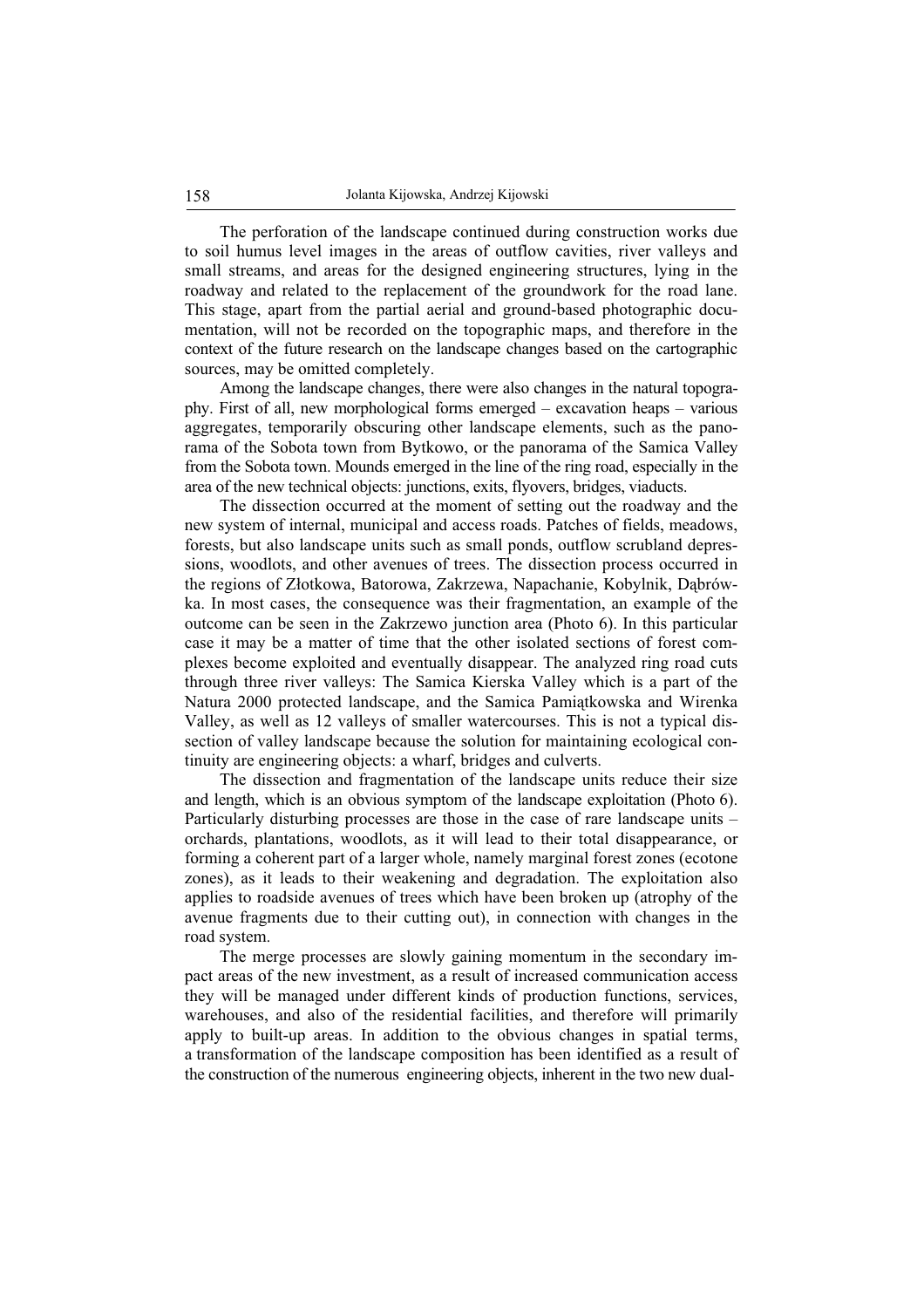The perforation of the landscape continued during construction works due to soil humus level images in the areas of outflow cavities, river valleys and small streams, and areas for the designed engineering structures, lying in the roadway and related to the replacement of the groundwork for the road lane. This stage, apart from the partial aerial and ground-based photographic documentation, will not be recorded on the topographic maps, and therefore in the context of the future research on the landscape changes based on the cartographic sources, may be omitted completely.

Among the landscape changes, there were also changes in the natural topography. First of all, new morphological forms emerged – excavation heaps – various aggregates, temporarily obscuring other landscape elements, such as the panorama of the Sobota town from Bytkowo, or the panorama of the Samica Valley from the Sobota town. Mounds emerged in the line of the ring road, especially in the area of the new technical objects: junctions, exits, flyovers, bridges, viaducts.

The dissection occurred at the moment of setting out the roadway and the new system of internal, municipal and access roads. Patches of fields, meadows, forests, but also landscape units such as small ponds, outflow scrubland depressions, woodlots, and other avenues of trees. The dissection process occurred in the regions of Złotkowa, Batorowa, Zakrzewa, Napachanie, Kobylnik, Dąbrówka. In most cases, the consequence was their fragmentation, an example of the outcome can be seen in the Zakrzewo junction area (Photo 6). In this particular case it may be a matter of time that the other isolated sections of forest complexes become exploited and eventually disappear. The analyzed ring road cuts through three river valleys: The Samica Kierska Valley which is a part of the Natura 2000 protected landscape, and the Samica Pamiątkowska and Wirenka Valley, as well as 12 valleys of smaller watercourses. This is not a typical dissection of valley landscape because the solution for maintaining ecological continuity are engineering objects: a wharf, bridges and culverts.

The dissection and fragmentation of the landscape units reduce their size and length, which is an obvious symptom of the landscape exploitation (Photo 6). Particularly disturbing processes are those in the case of rare landscape units – orchards, plantations, woodlots, as it will lead to their total disappearance, or forming a coherent part of a larger whole, namely marginal forest zones (ecotone zones), as it leads to their weakening and degradation. The exploitation also applies to roadside avenues of trees which have been broken up (atrophy of the avenue fragments due to their cutting out), in connection with changes in the road system.

The merge processes are slowly gaining momentum in the secondary impact areas of the new investment, as a result of increased communication access they will be managed under different kinds of production functions, services, warehouses, and also of the residential facilities, and therefore will primarily apply to built-up areas. In addition to the obvious changes in spatial terms, a transformation of the landscape composition has been identified as a result of the construction of the numerous engineering objects, inherent in the two new dual-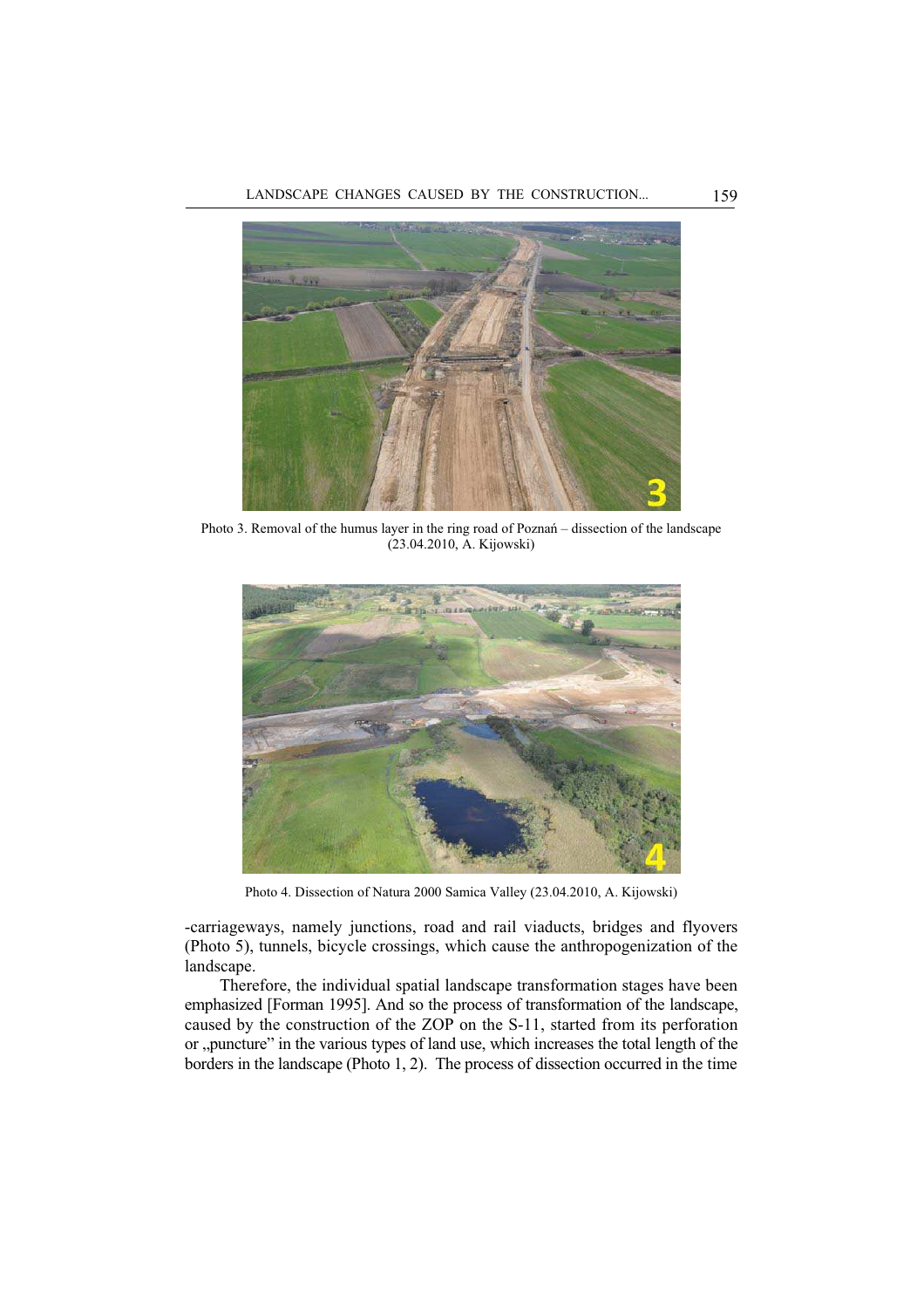Photo 3. Removal of the humus layer in the ring road of Poznań – dissection of the landscape (23.04.2010, A. Kijowski)

Photo 4. Dissection of Natura 2000 Samica Valley (23.04.2010, A. Kijowski)

-carriageways, namely junctions, road and rail viaducts, bridges and flyovers (Photo 5), tunnels, bicycle crossings, which cause the anthropogenization of the landscape.

Therefore, the individual spatial landscape transformation stages have been emphasized [Forman 1995]. And so the process of transformation of the landscape, caused by the construction of the ZOP on the S-11, started from its perforation or „puncture" in the various types of land use, which increases the total length of the borders in the landscape (Photo 1, 2). The process of dissection occurred in the time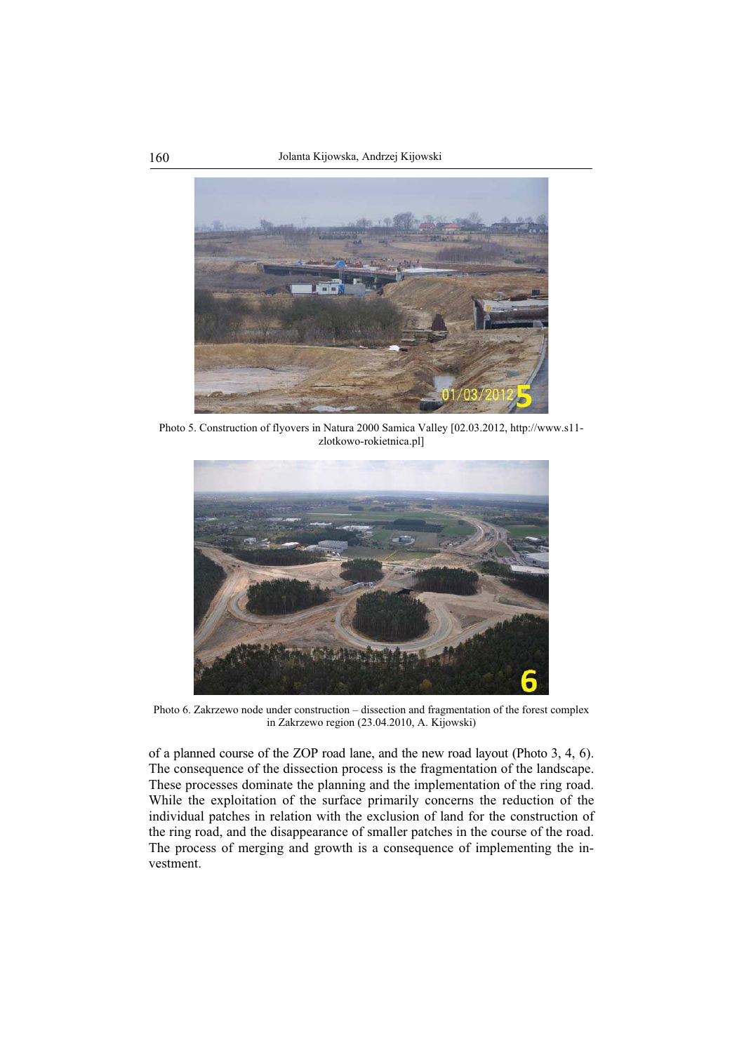Photo 5. Construction of flyovers in Natura 2000 Samica Valley [02.03.2012, http://www.s11-zlotkowo-rokietnica.pl]

Photo 6. Zakrzewo node under construction – dissection and fragmentation of the forest complex in Zakrzewo region (23.04.2010, A. Kijowski)

of a planned course of the ZOP road lane, and the new road layout (Photo 3, 4, 6). The consequence of the dissection process is the fragmentation of the landscape. These processes dominate the planning and the implementation of the ring road. While the exploitation of the surface primarily concerns the reduction of the individual patches in relation with the exclusion of land for the construction of the ring road, and the disappearance of smaller patches in the course of the road. The process of merging and growth is a consequence of implementing the investment.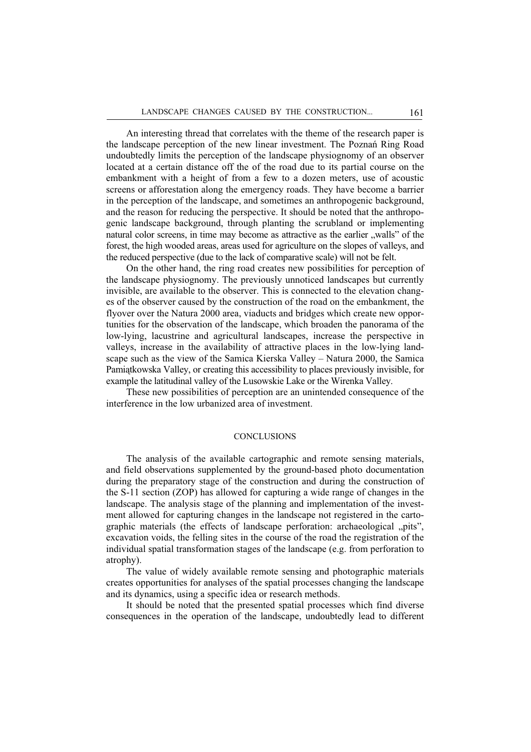An interesting thread that correlates with the theme of the research paper is the landscape perception of the new linear investment. The Poznań Ring Road undoubtedly limits the perception of the landscape physiognomy of an observer located at a certain distance off the of the road due to its partial course on the embankment with a height of from a few to a dozen meters, use of acoustic screens or afforestation along the emergency roads. They have become a barrier in the perception of the landscape, and sometimes an anthropogenic background, and the reason for reducing the perspective. It should be noted that the anthropogenic landscape background, through planting the scrubland or implementing natural color screens, in time may become as attractive as the earlier „walls" of the forest, the high wooded areas, areas used for agriculture on the slopes of valleys, and the reduced perspective (due to the lack of comparative scale) will not be felt.

On the other hand, the ring road creates new possibilities for perception of the landscape physiognomy. The previously unnoticed landscapes but currently invisible, are available to the observer. This is connected to the elevation changes of the observer caused by the construction of the road on the embankment, the flyover over the Natura 2000 area, viaducts and bridges which create new opportunities for the observation of the landscape, which broaden the panorama of the low-lying, lacustrine and agricultural landscapes, increase the perspective in valleys, increase in the availability of attractive places in the low-lying landscape such as the view of the Samica Kierska Valley – Natura 2000, the Samica Pamiątkowska Valley, or creating this accessibility to places previously invisible, for example the latitudinal valley of the Lusowskie Lake or the Wirenka Valley.

These new possibilities of perception are an unintended consequence of the interference in the low urbanized area of investment.

## CONCLUSIONS

The analysis of the available cartographic and remote sensing materials, and field observations supplemented by the ground-based photo documentation during the preparatory stage of the construction and during the construction of the S-11 section (ZOP) has allowed for capturing a wide range of changes in the landscape. The analysis stage of the planning and implementation of the investment allowed for capturing changes in the landscape not registered in the cartographic materials (the effects of landscape perforation: archaeological „pits", excavation voids, the felling sites in the course of the road the registration of the individual spatial transformation stages of the landscape (e.g. from perforation to atrophy).

The value of widely available remote sensing and photographic materials creates opportunities for analyses of the spatial processes changing the landscape and its dynamics, using a specific idea or research methods.

It should be noted that the presented spatial processes which find diverse consequences in the operation of the landscape, undoubtedly lead to different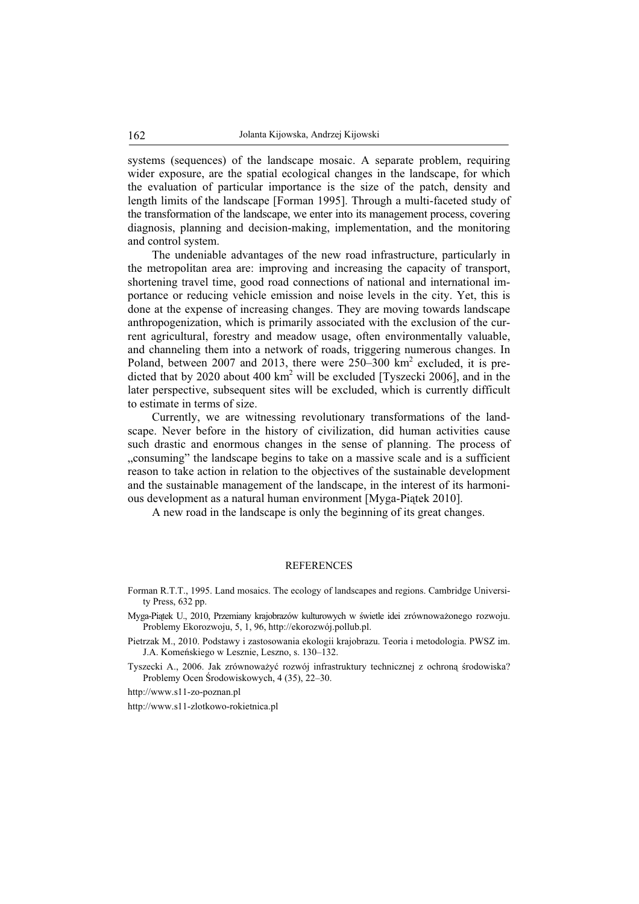systems (sequences) of the landscape mosaic. A separate problem, requiring wider exposure, are the spatial ecological changes in the landscape, for which the evaluation of particular importance is the size of the patch, density and length limits of the landscape [Forman 1995]. Through a multi-faceted study of the transformation of the landscape, we enter into its management process, covering diagnosis, planning and decision-making, implementation, and the monitoring and control system.

The undeniable advantages of the new road infrastructure, particularly in the metropolitan area are: improving and increasing the capacity of transport, shortening travel time, good road connections of national and international importance or reducing vehicle emission and noise levels in the city. Yet, this is done at the expense of increasing changes. They are moving towards landscape anthropogenization, which is primarily associated with the exclusion of the current agricultural, forestry and meadow usage, often environmentally valuable, and channeling them into a network of roads, triggering numerous changes. In Poland, between 2007 and 2013, there were 250–300 $km^2$ excluded, it is predicted that by 2020 about 400 $km^2$ will be excluded [Tyszecki 2006], and in the later perspective, subsequent sites will be excluded, which is currently difficult to estimate in terms of size.

Currently, we are witnessing revolutionary transformations of the landscape. Never before in the history of civilization, did human activities cause such drastic and enormous changes in the sense of planning. The process of „consuming" the landscape begins to take on a massive scale and is a sufficient reason to take action in relation to the objectives of the sustainable development and the sustainable management of the landscape, in the interest of its harmonious development as a natural human environment [Myga-Piątek 2010].

A new road in the landscape is only the beginning of its great changes.

## REFERENCES

Forman R.T.T., 1995. Land mosaics. The ecology of landscapes and regions. Cambridge University Press, 632 pp.

Myga-Piątek U., 2010, Przemiany krajobrazów kulturowych w świetle idei zrównoważonego rozwoju. Problemy Ekorozwoju, 5, 1, 96, http://ekorozwój.pollub.pl.

Pietrzak M., 2010. Podstawy i zastosowania ekologii krajobrazu. Teoria i metodologia. PWSZ im. J.A. Komeńskiego w Lesznie, Leszno, s. 130–132.

Tyszecki A., 2006. Jak zrównoważyć rozwój infrastruktury technicznej z ochroną środowiska? Problemy Ocen Środowiskowych, 4 (35), 22–30.

http://www.s11-zo-poznan.pl

http://www.s11-zlotkowo-rokietnica.pl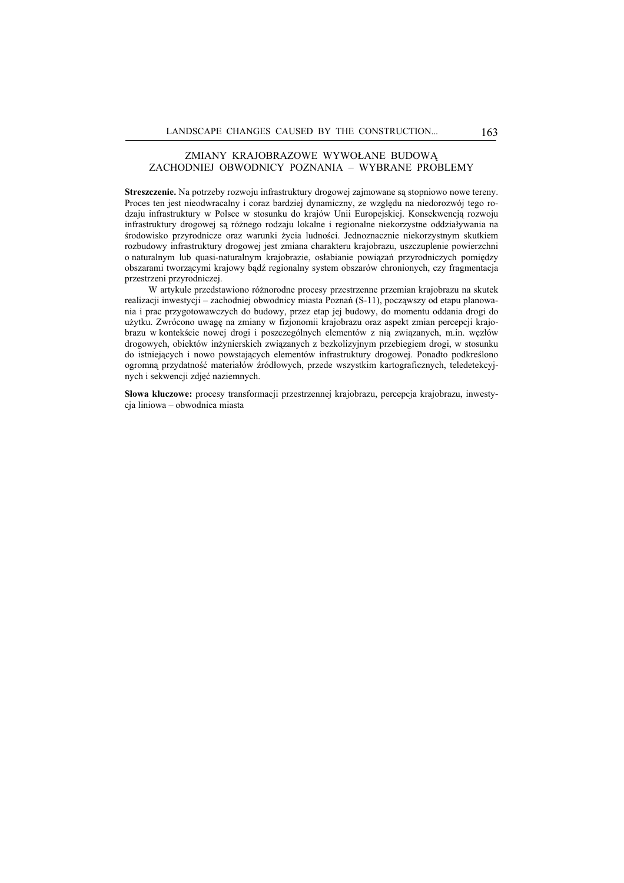## ZMIANY KRAJOBRAZOWE WYWOŁANE BUDOWĄ ZACHODNIEJ OBWODNICY POZNANIA – WYBRANE PROBLEMY

**Streszczenie.** Na potrzeby rozwoju infrastruktury drogowej zajmowane są stopniowo nowe tereny. Proces ten jest nieodwracalny i coraz bardziej dynamiczny, ze względu na niedorozwój tego rodzaju infrastruktury w Polsce w stosunku do krajów Unii Europejskiej. Konsekwencją rozwoju infrastruktury drogowej są różnego rodzaju lokalne i regionalne niekorzystne oddziaływania na środowisko przyrodnicze oraz warunki życia ludności. Jednoznacznie niekorzystnym skutkiem rozbudowy infrastruktury drogowej jest zmiana charakteru krajobrazu, uszczuplenie powierzchni o naturalnym lub quasi-naturalnym krajobrazie, osłabianie powiązań przyrodniczych pomiędzy obszarami tworzącymi krajowy bądź regionalny system obszarów chronionych, czy fragmentacja przestrzeni przyrodniczej.

W artykule przedstawiono różnorodne procesy przestrzenne przemian krajobrazu na skutek realizacji inwestycji – zachodniej obwodnicy miasta Poznań (S-11), począwszy od etapu planowania i prac przygotowawczych do budowy, przez etap jej budowy, do momentu oddania drogi do użytku. Zwrócono uwagę na zmiany w fizjonomii krajobrazu oraz aspekt zmian percepcji krajobrazu w kontekście nowej drogi i poszczególnych elementów z nią związanych, m.in. węzłów drogowych, obiektów inżynierskich związanych z bezkolizyjnym przebiegiem drogi, w stosunku do istniejących i nowo powstających elementów infrastruktury drogowej. Ponadto podkreślono ogromną przydatność materiałów źródłowych, przede wszystkim kartograficznych, teledetekcyjnych i sekwencji zdjęć naziemnych.

**Słowa kluczowe:** procesy transformacji przestrzennej krajobrazu, percepcja krajobrazu, inwestycja liniowa – obwodnica miasta